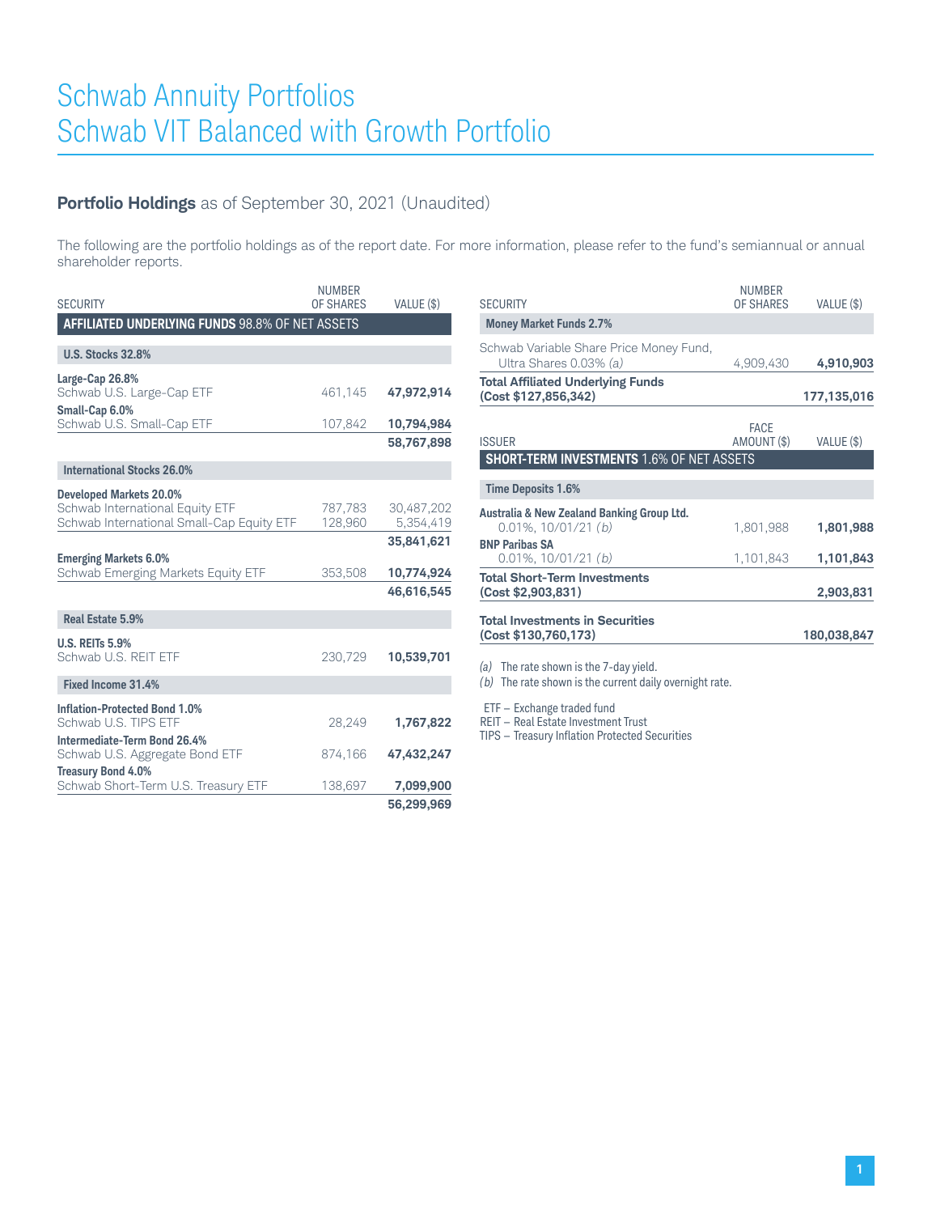# Schwab Annuity Portfolios
# Schwab VIT Balanced with Growth Portfolio

## **Portfolio Holdings** as of September 30, 2021 (Unaudited)

The following are the portfolio holdings as of the report date. For more information, please refer to the fund's semiannual or annual shareholder reports.

| SECURITY | NUMBER OF SHARES | VALUE ($) |
|---|---|---|
| **AFFILIATED UNDERLYING FUNDS** 98.8% OF NET ASSETS | | |
| **U.S. Stocks 32.8%** | | |
| **Large-Cap 26.8%** | | |
| Schwab U.S. Large-Cap ETF | 461,145 | **47,972,914** |
| **Small-Cap 6.0%** | | |
| Schwab U.S. Small-Cap ETF | 107,842 | **10,794,984** |
| | | **58,767,898** |
| **International Stocks 26.0%** | | |
| **Developed Markets 20.0%** | | |
| Schwab International Equity ETF | 787,783 | 30,487,202 |
| Schwab International Small-Cap Equity ETF | 128,960 | 5,354,419 |
| | | **35,841,621** |
| **Emerging Markets 6.0%** | | |
| Schwab Emerging Markets Equity ETF | 353,508 | **10,774,924** |
| | | **46,616,545** |
| **Real Estate 5.9%** | | |
| **U.S. REITs 5.9%** | | |
| Schwab U.S. REIT ETF | 230,729 | **10,539,701** |
| **Fixed Income 31.4%** | | |
| **Inflation-Protected Bond 1.0%** | | |
| Schwab U.S. TIPS ETF | 28,249 | **1,767,822** |
| **Intermediate-Term Bond 26.4%** | | |
| Schwab U.S. Aggregate Bond ETF | 874,166 | **47,432,247** |
| **Treasury Bond 4.0%** | | |
| Schwab Short-Term U.S. Treasury ETF | 138,697 | **7,099,900** |
| | | **56,299,969** |
| **Money Market Funds 2.7%** | | |
| Schwab Variable Share Price Money Fund, Ultra Shares 0.03% *(a)* | 4,909,430 | **4,910,903** |
| **Total Affiliated Underlying Funds (Cost $127,856,342)** | | **177,135,016** |

| ISSUER | FACE AMOUNT ($) | VALUE ($) |
|---|---|---|
| **SHORT-TERM INVESTMENTS** 1.6% OF NET ASSETS | | |
| **Time Deposits 1.6%** | | |
| **Australia & New Zealand Banking Group Ltd.** | | |
| 0.01%, 10/01/21 *(b)* | 1,801,988 | **1,801,988** |
| **BNP Paribas SA** | | |
| 0.01%, 10/01/21 *(b)* | 1,101,843 | **1,101,843** |
| **Total Short-Term Investments (Cost $2,903,831)** | | **2,903,831** |
| **Total Investments in Securities (Cost $130,760,173)** | | **180,038,847** |

*(a)* The rate shown is the 7-day yield.
*(b)* The rate shown is the current daily overnight rate.

ETF – Exchange traded fund
REIT – Real Estate Investment Trust
TIPS – Treasury Inflation Protected Securities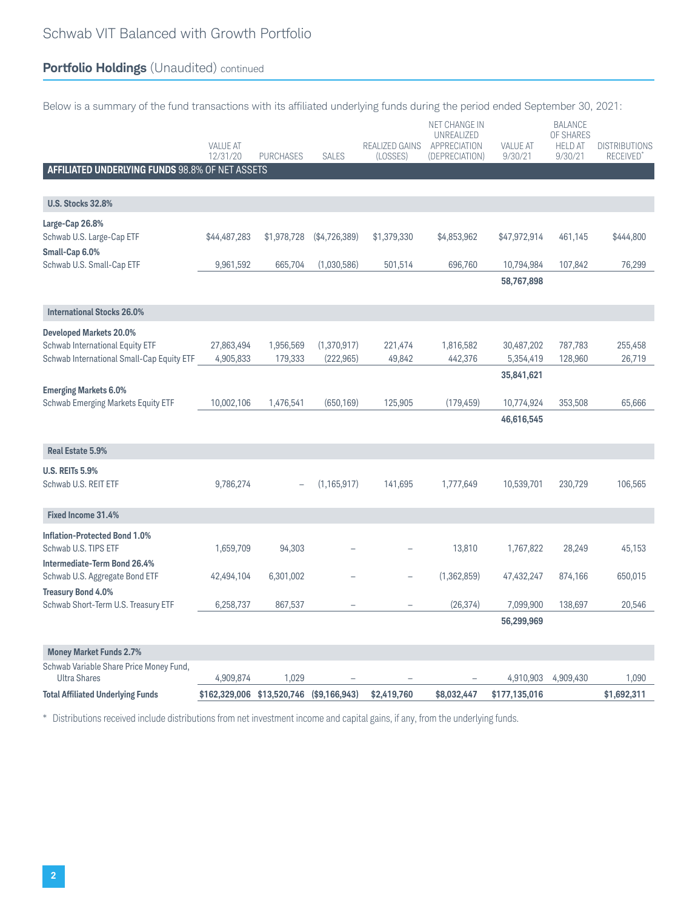# Schwab VIT Balanced with Growth Portfolio

## Portfolio Holdings (Unaudited) continued

Below is a summary of the fund transactions with its affiliated underlying funds during the period ended September 30, 2021:

| | VALUE AT 12/31/20 | PURCHASES | SALES | REALIZED GAINS (LOSSES) | NET CHANGE IN UNREALIZED APPRECIATION (DEPRECIATION) | VALUE AT 9/30/21 | BALANCE OF SHARES HELD AT 9/30/21 | DISTRIBUTIONS RECEIVED* |
|---|---|---|---|---|---|---|---|---|
| **AFFILIATED UNDERLYING FUNDS** 98.8% OF NET ASSETS | | | | | | | | |
| **U.S. Stocks 32.8%** | | | | | | | | |
| **Large-Cap 26.8%** | | | | | | | | |
| Schwab U.S. Large-Cap ETF | $44,487,283 | $1,978,728 | ($4,726,389) | $1,379,330 | $4,853,962 | $47,972,914 | 461,145 | $444,800 |
| **Small-Cap 6.0%** | | | | | | | | |
| Schwab U.S. Small-Cap ETF | 9,961,592 | 665,704 | (1,030,586) | 501,514 | 696,760 | 10,794,984 | 107,842 | 76,299 |
| | | | | | | **58,767,898** | | |
| **International Stocks 26.0%** | | | | | | | | |
| **Developed Markets 20.0%** | | | | | | | | |
| Schwab International Equity ETF | 27,863,494 | 1,956,569 | (1,370,917) | 221,474 | 1,816,582 | 30,487,202 | 787,783 | 255,458 |
| Schwab International Small-Cap Equity ETF | 4,905,833 | 179,333 | (222,965) | 49,842 | 442,376 | 5,354,419 | 128,960 | 26,719 |
| | | | | | | **35,841,621** | | |
| **Emerging Markets 6.0%** | | | | | | | | |
| Schwab Emerging Markets Equity ETF | 10,002,106 | 1,476,541 | (650,169) | 125,905 | (179,459) | 10,774,924 | 353,508 | 65,666 |
| | | | | | | **46,616,545** | | |
| **Real Estate 5.9%** | | | | | | | | |
| **U.S. REITs 5.9%** | | | | | | | | |
| Schwab U.S. REIT ETF | 9,786,274 | – | (1,165,917) | 141,695 | 1,777,649 | 10,539,701 | 230,729 | 106,565 |
| **Fixed Income 31.4%** | | | | | | | | |
| **Inflation-Protected Bond 1.0%** | | | | | | | | |
| Schwab U.S. TIPS ETF | 1,659,709 | 94,303 | – | – | 13,810 | 1,767,822 | 28,249 | 45,153 |
| **Intermediate-Term Bond 26.4%** | | | | | | | | |
| Schwab U.S. Aggregate Bond ETF | 42,494,104 | 6,301,002 | – | – | (1,362,859) | 47,432,247 | 874,166 | 650,015 |
| **Treasury Bond 4.0%** | | | | | | | | |
| Schwab Short-Term U.S. Treasury ETF | 6,258,737 | 867,537 | – | – | (26,374) | 7,099,900 | 138,697 | 20,546 |
| | | | | | | **56,299,969** | | |
| **Money Market Funds 2.7%** | | | | | | | | |
| Schwab Variable Share Price Money Fund, Ultra Shares | 4,909,874 | 1,029 | – | – | – | 4,910,903 | 4,909,430 | 1,090 |
| **Total Affiliated Underlying Funds** | **$162,329,006** | **$13,520,746** | **($9,166,943)** | **$2,419,760** | **$8,032,447** | **$177,135,016** | | **$1,692,311** |

* Distributions received include distributions from net investment income and capital gains, if any, from the underlying funds.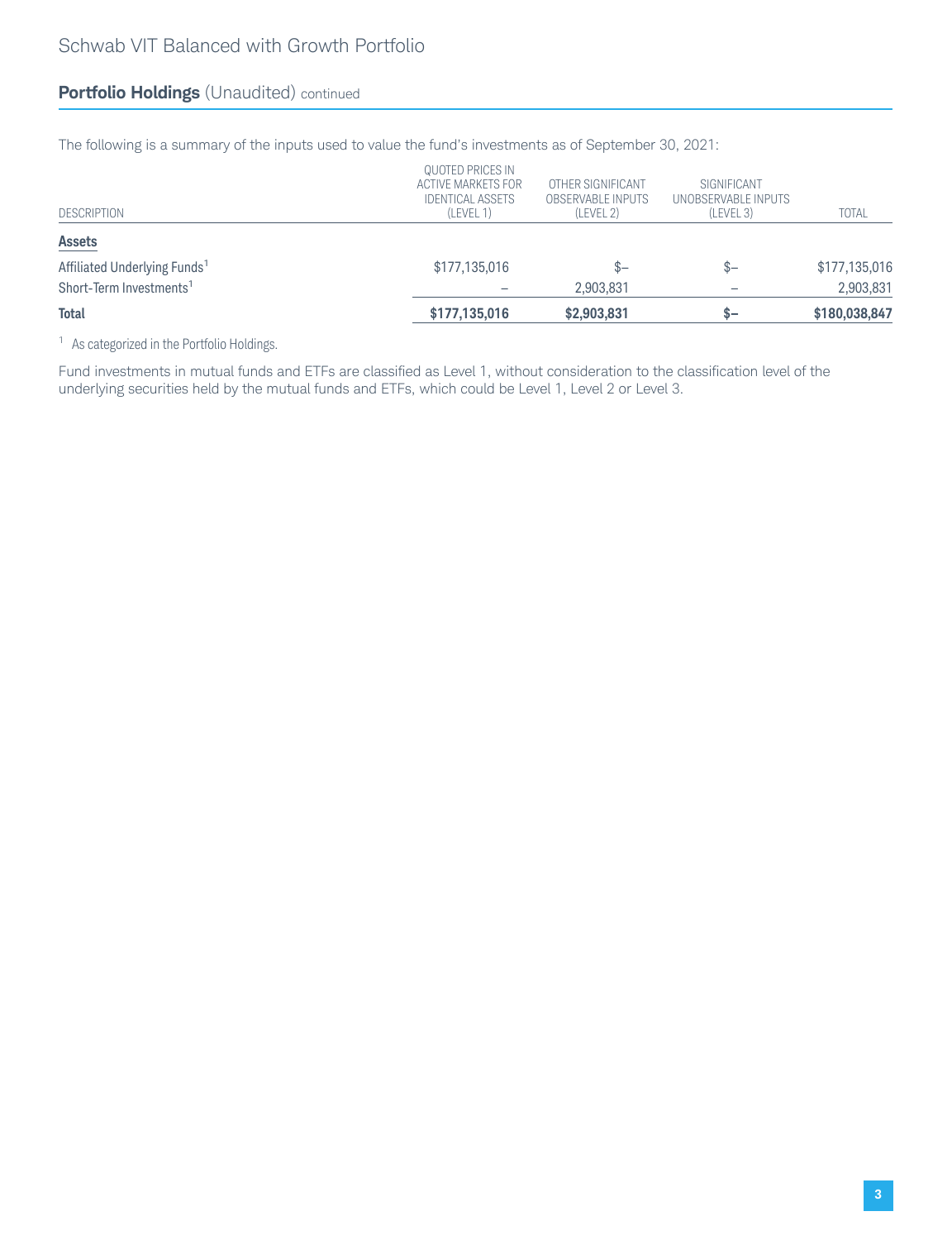## Portfolio Holdings (Unaudited) continued

The following is a summary of the inputs used to value the fund's investments as of September 30, 2021:

| DESCRIPTION | QUOTED PRICES IN ACTIVE MARKETS FOR IDENTICAL ASSETS (LEVEL 1) | OTHER SIGNIFICANT OBSERVABLE INPUTS (LEVEL 2) | SIGNIFICANT UNOBSERVABLE INPUTS (LEVEL 3) | TOTAL |
|---|---|---|---|---|
| **Assets** | | | | |
| Affiliated Underlying Funds[1] | $177,135,016 | $– | $– | $177,135,016 |
| Short-Term Investments[1] | – | 2,903,831 | – | 2,903,831 |
| **Total** | **$177,135,016** | **$2,903,831** | **$–** | **$180,038,847** |

[1] As categorized in the Portfolio Holdings.

Fund investments in mutual funds and ETFs are classified as Level 1, without consideration to the classification level of the underlying securities held by the mutual funds and ETFs, which could be Level 1, Level 2 or Level 3.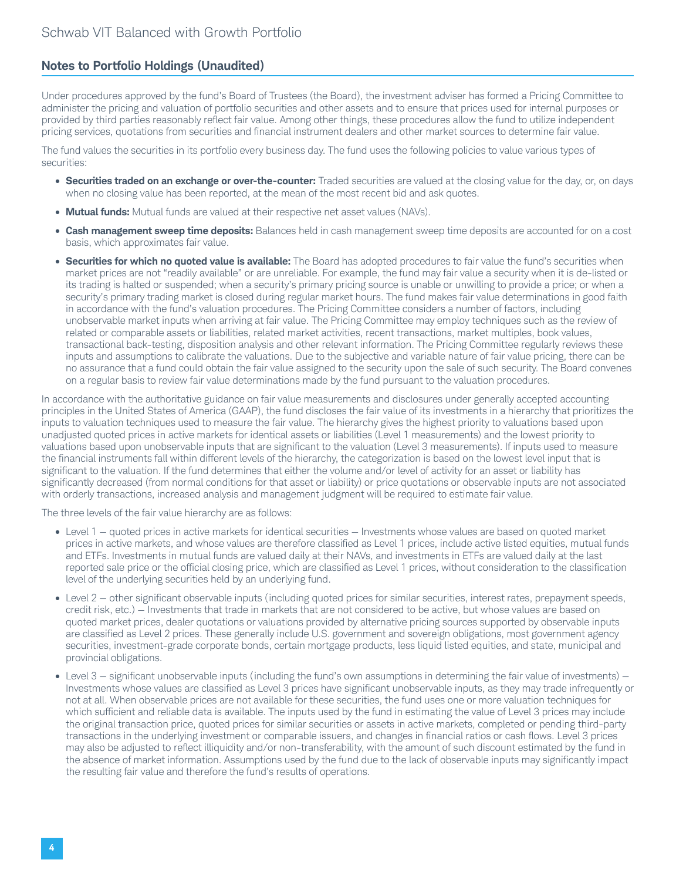## Notes to Portfolio Holdings (Unaudited)

Under procedures approved by the fund's Board of Trustees (the Board), the investment adviser has formed a Pricing Committee to administer the pricing and valuation of portfolio securities and other assets and to ensure that prices used for internal purposes or provided by third parties reasonably reflect fair value. Among other things, these procedures allow the fund to utilize independent pricing services, quotations from securities and financial instrument dealers and other market sources to determine fair value.

The fund values the securities in its portfolio every business day. The fund uses the following policies to value various types of securities:

- **Securities traded on an exchange or over-the-counter:** Traded securities are valued at the closing value for the day, or, on days when no closing value has been reported, at the mean of the most recent bid and ask quotes.
- **Mutual funds:** Mutual funds are valued at their respective net asset values (NAVs).
- **Cash management sweep time deposits:** Balances held in cash management sweep time deposits are accounted for on a cost basis, which approximates fair value.
- **Securities for which no quoted value is available:** The Board has adopted procedures to fair value the fund's securities when market prices are not "readily available" or are unreliable. For example, the fund may fair value a security when it is de-listed or its trading is halted or suspended; when a security's primary pricing source is unable or unwilling to provide a price; or when a security's primary trading market is closed during regular market hours. The fund makes fair value determinations in good faith in accordance with the fund's valuation procedures. The Pricing Committee considers a number of factors, including unobservable market inputs when arriving at fair value. The Pricing Committee may employ techniques such as the review of related or comparable assets or liabilities, related market activities, recent transactions, market multiples, book values, transactional back-testing, disposition analysis and other relevant information. The Pricing Committee regularly reviews these inputs and assumptions to calibrate the valuations. Due to the subjective and variable nature of fair value pricing, there can be no assurance that a fund could obtain the fair value assigned to the security upon the sale of such security. The Board convenes on a regular basis to review fair value determinations made by the fund pursuant to the valuation procedures.

In accordance with the authoritative guidance on fair value measurements and disclosures under generally accepted accounting principles in the United States of America (GAAP), the fund discloses the fair value of its investments in a hierarchy that prioritizes the inputs to valuation techniques used to measure the fair value. The hierarchy gives the highest priority to valuations based upon unadjusted quoted prices in active markets for identical assets or liabilities (Level 1 measurements) and the lowest priority to valuations based upon unobservable inputs that are significant to the valuation (Level 3 measurements). If inputs used to measure the financial instruments fall within different levels of the hierarchy, the categorization is based on the lowest level input that is significant to the valuation. If the fund determines that either the volume and/or level of activity for an asset or liability has significantly decreased (from normal conditions for that asset or liability) or price quotations or observable inputs are not associated with orderly transactions, increased analysis and management judgment will be required to estimate fair value.

The three levels of the fair value hierarchy are as follows:

- Level 1 — quoted prices in active markets for identical securities — Investments whose values are based on quoted market prices in active markets, and whose values are therefore classified as Level 1 prices, include active listed equities, mutual funds and ETFs. Investments in mutual funds are valued daily at their NAVs, and investments in ETFs are valued daily at the last reported sale price or the official closing price, which are classified as Level 1 prices, without consideration to the classification level of the underlying securities held by an underlying fund.
- Level 2 — other significant observable inputs (including quoted prices for similar securities, interest rates, prepayment speeds, credit risk, etc.) — Investments that trade in markets that are not considered to be active, but whose values are based on quoted market prices, dealer quotations or valuations provided by alternative pricing sources supported by observable inputs are classified as Level 2 prices. These generally include U.S. government and sovereign obligations, most government agency securities, investment-grade corporate bonds, certain mortgage products, less liquid listed equities, and state, municipal and provincial obligations.
- Level 3 — significant unobservable inputs (including the fund's own assumptions in determining the fair value of investments) — Investments whose values are classified as Level 3 prices have significant unobservable inputs, as they may trade infrequently or not at all. When observable prices are not available for these securities, the fund uses one or more valuation techniques for which sufficient and reliable data is available. The inputs used by the fund in estimating the value of Level 3 prices may include the original transaction price, quoted prices for similar securities or assets in active markets, completed or pending third-party transactions in the underlying investment or comparable issuers, and changes in financial ratios or cash flows. Level 3 prices may also be adjusted to reflect illiquidity and/or non-transferability, with the amount of such discount estimated by the fund in the absence of market information. Assumptions used by the fund due to the lack of observable inputs may significantly impact the resulting fair value and therefore the fund's results of operations.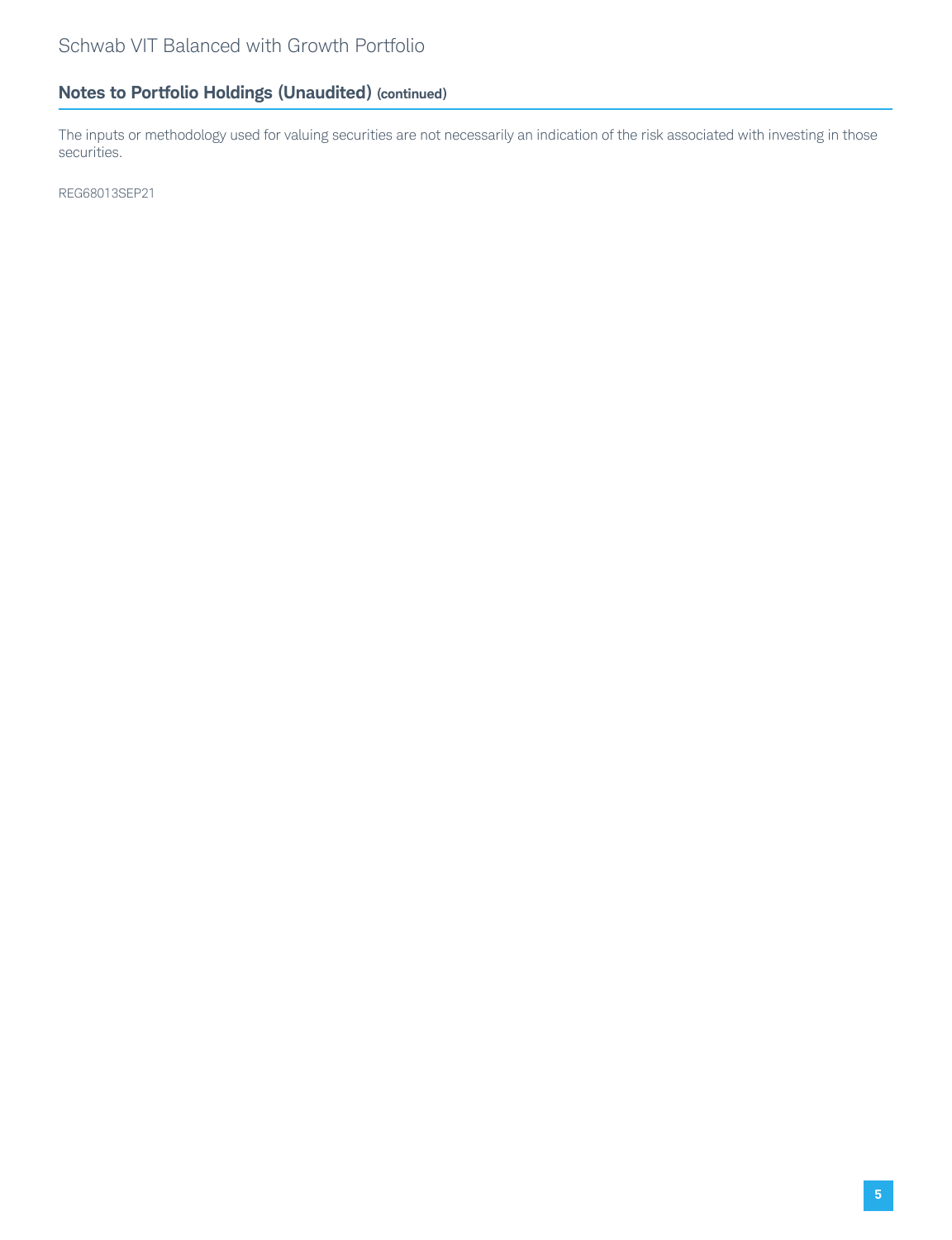## Notes to Portfolio Holdings (Unaudited) (continued)

The inputs or methodology used for valuing securities are not necessarily an indication of the risk associated with investing in those securities.

REG68013SEP21